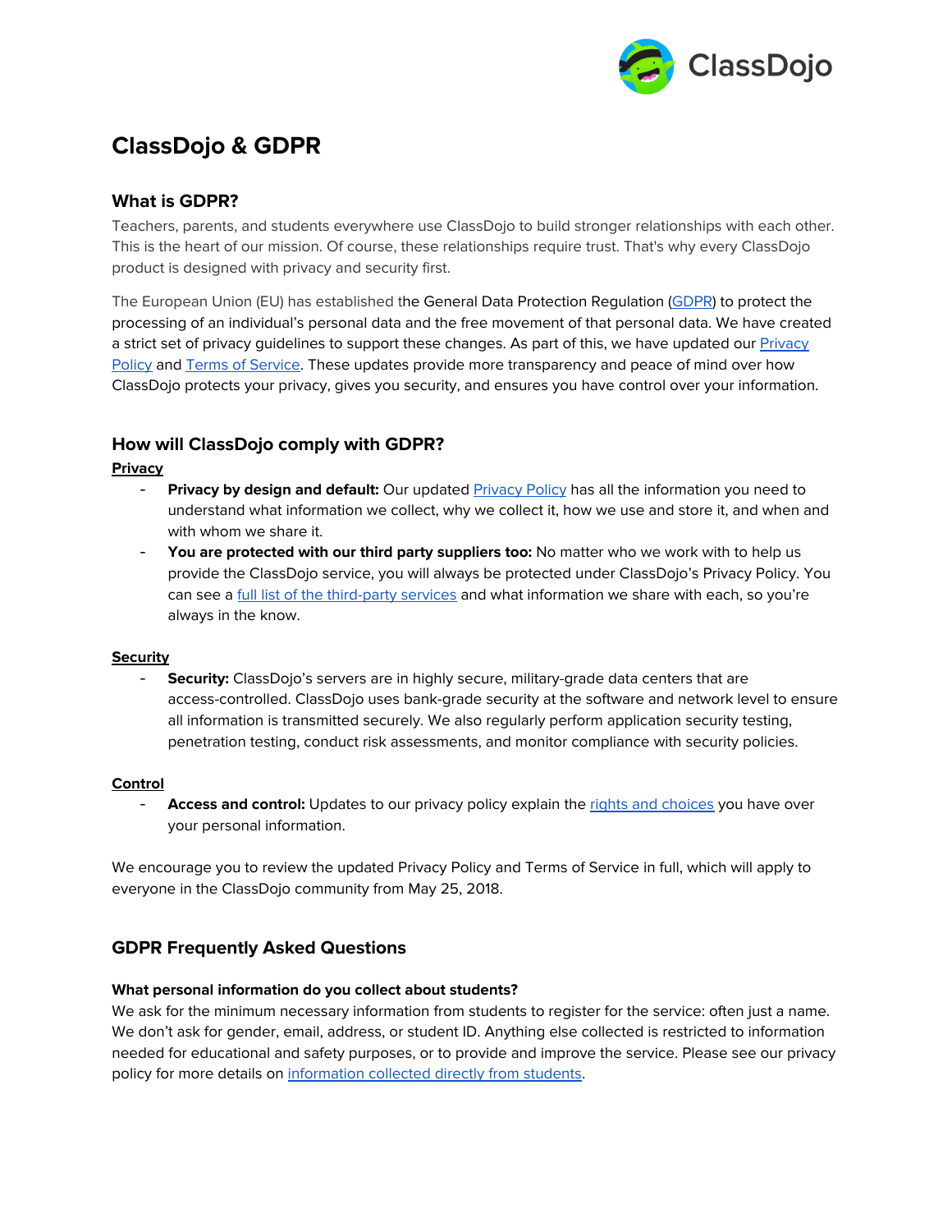# ClassDojo & GDPR

## What is GDPR?

Teachers, parents, and students everywhere use ClassDojo to build stronger relationships with each other. This is the heart of our mission. Of course, these relationships require trust. That's why every ClassDojo product is designed with privacy and security first.

The European Union (EU) has established the General Data Protection Regulation (GDPR) to protect the processing of an individual's personal data and the free movement of that personal data. We have created a strict set of privacy guidelines to support these changes. As part of this, we have updated our Privacy Policy and Terms of Service. These updates provide more transparency and peace of mind over how ClassDojo protects your privacy, gives you security, and ensures you have control over your information.

## How will ClassDojo comply with GDPR?

**Privacy**

- **Privacy by design and default:** Our updated Privacy Policy has all the information you need to understand what information we collect, why we collect it, how we use and store it, and when and with whom we share it.
- **You are protected with our third party suppliers too:** No matter who we work with to help us provide the ClassDojo service, you will always be protected under ClassDojo's Privacy Policy. You can see a full list of the third-party services and what information we share with each, so you're always in the know.

**Security**

- **Security:** ClassDojo's servers are in highly secure, military-grade data centers that are access-controlled. ClassDojo uses bank-grade security at the software and network level to ensure all information is transmitted securely. We also regularly perform application security testing, penetration testing, conduct risk assessments, and monitor compliance with security policies.

**Control**

- **Access and control:** Updates to our privacy policy explain the rights and choices you have over your personal information.

We encourage you to review the updated Privacy Policy and Terms of Service in full, which will apply to everyone in the ClassDojo community from May 25, 2018.

## GDPR Frequently Asked Questions

**What personal information do you collect about students?**

We ask for the minimum necessary information from students to register for the service: often just a name. We don't ask for gender, email, address, or student ID. Anything else collected is restricted to information needed for educational and safety purposes, or to provide and improve the service. Please see our privacy policy for more details on information collected directly from students.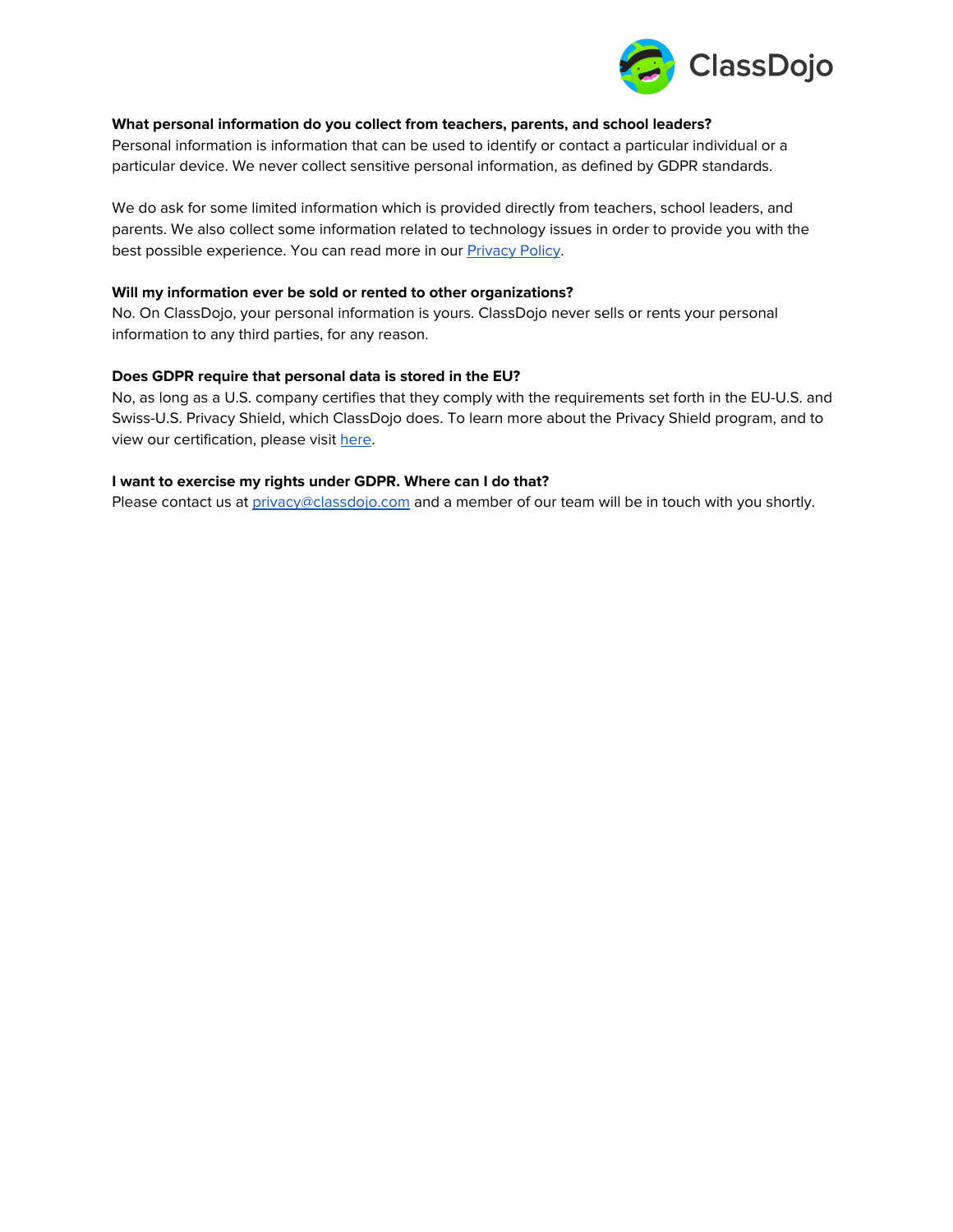**What personal information do you collect from teachers, parents, and school leaders?**
Personal information is information that can be used to identify or contact a particular individual or a particular device. We never collect sensitive personal information, as defined by GDPR standards.

We do ask for some limited information which is provided directly from teachers, school leaders, and parents. We also collect some information related to technology issues in order to provide you with the best possible experience. You can read more in our Privacy Policy.

**Will my information ever be sold or rented to other organizations?**
No. On ClassDojo, your personal information is yours. ClassDojo never sells or rents your personal information to any third parties, for any reason.

**Does GDPR require that personal data is stored in the EU?**
No, as long as a U.S. company certifies that they comply with the requirements set forth in the EU-U.S. and Swiss-U.S. Privacy Shield, which ClassDojo does. To learn more about the Privacy Shield program, and to view our certification, please visit here.

**I want to exercise my rights under GDPR. Where can I do that?**
Please contact us at privacy@classdojo.com and a member of our team will be in touch with you shortly.